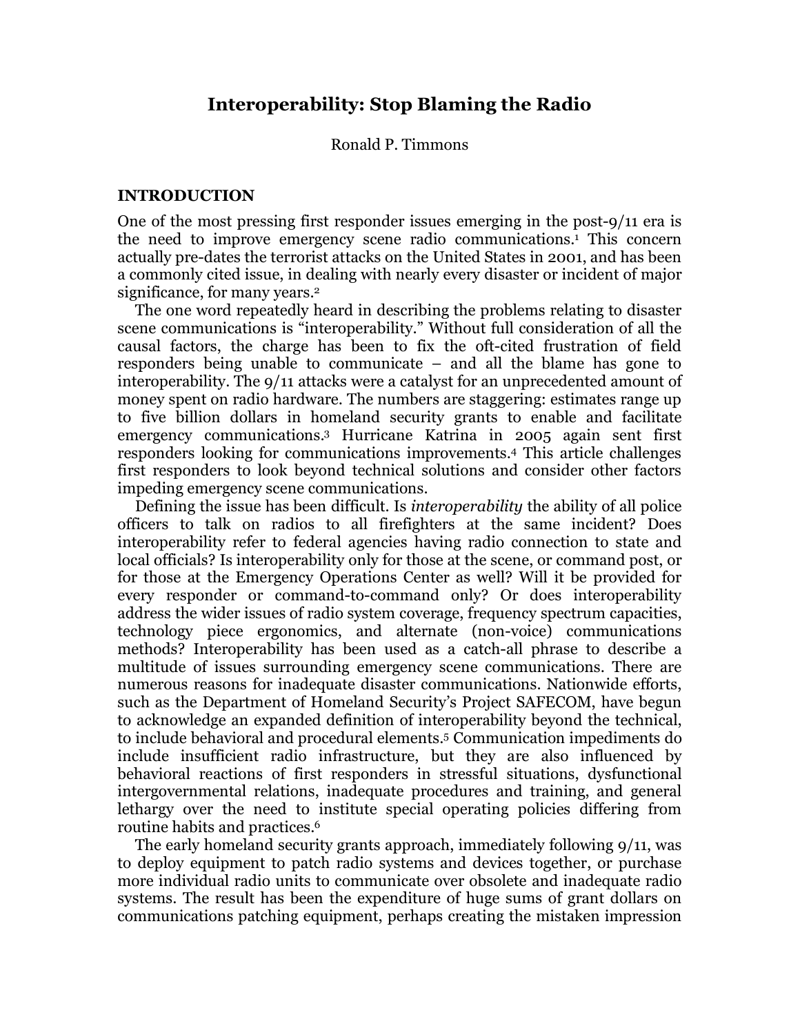# Interoperability: Stop Blaming the Radio

Ronald P. Timmons

## INTRODUCTION

One of the most pressing first responder issues emerging in the post-9/11 era is the need to improve emergency scene radio communications.[1] This concern actually pre-dates the terrorist attacks on the United States in 2001, and has been a commonly cited issue, in dealing with nearly every disaster or incident of major significance, for many years.[2]

The one word repeatedly heard in describing the problems relating to disaster scene communications is "interoperability." Without full consideration of all the causal factors, the charge has been to fix the oft-cited frustration of field responders being unable to communicate – and all the blame has gone to interoperability. The 9/11 attacks were a catalyst for an unprecedented amount of money spent on radio hardware. The numbers are staggering: estimates range up to five billion dollars in homeland security grants to enable and facilitate emergency communications.[3] Hurricane Katrina in 2005 again sent first responders looking for communications improvements.[4] This article challenges first responders to look beyond technical solutions and consider other factors impeding emergency scene communications.

Defining the issue has been difficult. Is *interoperability* the ability of all police officers to talk on radios to all firefighters at the same incident? Does interoperability refer to federal agencies having radio connection to state and local officials? Is interoperability only for those at the scene, or command post, or for those at the Emergency Operations Center as well? Will it be provided for every responder or command-to-command only? Or does interoperability address the wider issues of radio system coverage, frequency spectrum capacities, technology piece ergonomics, and alternate (non-voice) communications methods? Interoperability has been used as a catch-all phrase to describe a multitude of issues surrounding emergency scene communications. There are numerous reasons for inadequate disaster communications. Nationwide efforts, such as the Department of Homeland Security's Project SAFECOM, have begun to acknowledge an expanded definition of interoperability beyond the technical, to include behavioral and procedural elements.[5] Communication impediments do include insufficient radio infrastructure, but they are also influenced by behavioral reactions of first responders in stressful situations, dysfunctional intergovernmental relations, inadequate procedures and training, and general lethargy over the need to institute special operating policies differing from routine habits and practices.[6]

The early homeland security grants approach, immediately following 9/11, was to deploy equipment to patch radio systems and devices together, or purchase more individual radio units to communicate over obsolete and inadequate radio systems. The result has been the expenditure of huge sums of grant dollars on communications patching equipment, perhaps creating the mistaken impression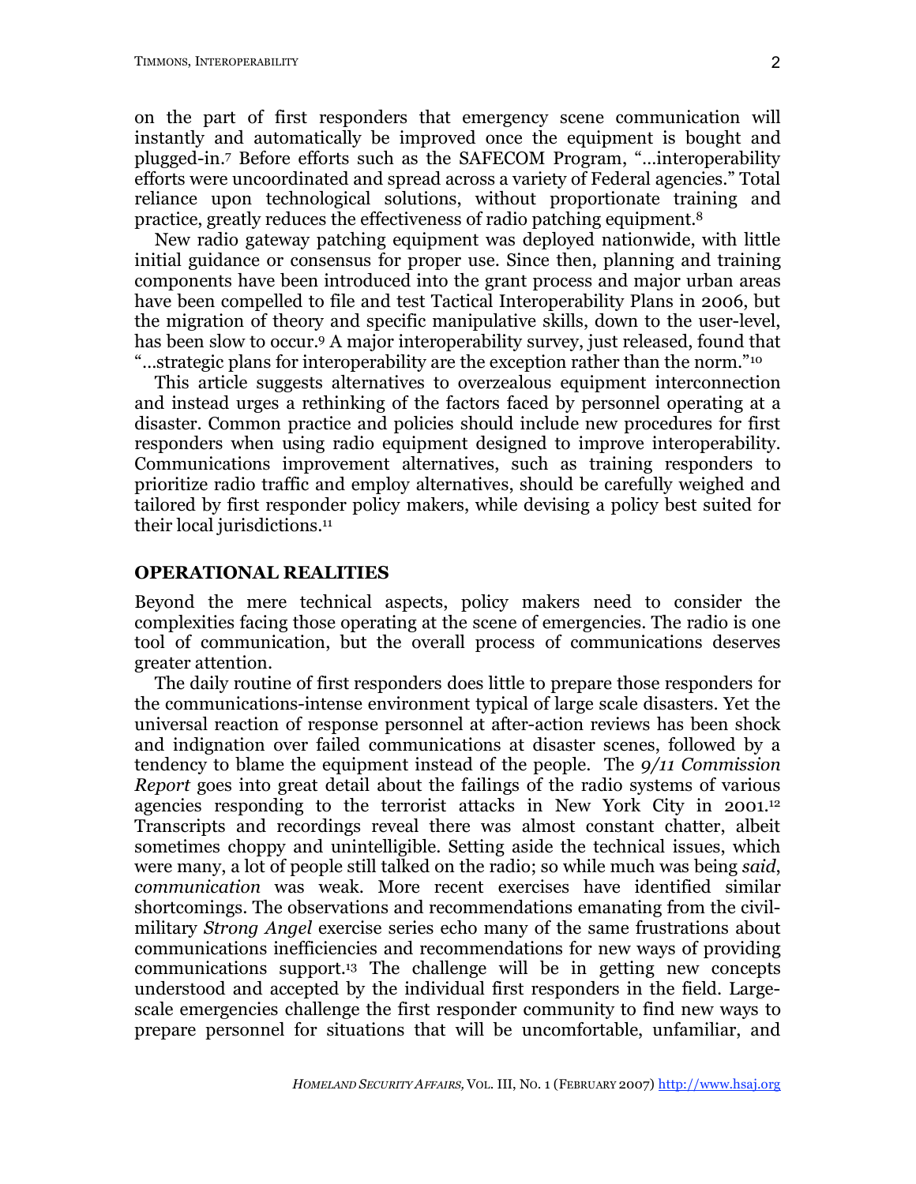on the part of first responders that emergency scene communication will instantly and automatically be improved once the equipment is bought and plugged-in.[7] Before efforts such as the SAFECOM Program, "…interoperability efforts were uncoordinated and spread across a variety of Federal agencies." Total reliance upon technological solutions, without proportionate training and practice, greatly reduces the effectiveness of radio patching equipment.[8]

New radio gateway patching equipment was deployed nationwide, with little initial guidance or consensus for proper use. Since then, planning and training components have been introduced into the grant process and major urban areas have been compelled to file and test Tactical Interoperability Plans in 2006, but the migration of theory and specific manipulative skills, down to the user-level, has been slow to occur.[9] A major interoperability survey, just released, found that "…strategic plans for interoperability are the exception rather than the norm."[10]

This article suggests alternatives to overzealous equipment interconnection and instead urges a rethinking of the factors faced by personnel operating at a disaster. Common practice and policies should include new procedures for first responders when using radio equipment designed to improve interoperability. Communications improvement alternatives, such as training responders to prioritize radio traffic and employ alternatives, should be carefully weighed and tailored by first responder policy makers, while devising a policy best suited for their local jurisdictions.[11]

## OPERATIONAL REALITIES

Beyond the mere technical aspects, policy makers need to consider the complexities facing those operating at the scene of emergencies. The radio is one tool of communication, but the overall process of communications deserves greater attention.

The daily routine of first responders does little to prepare those responders for the communications-intense environment typical of large scale disasters. Yet the universal reaction of response personnel at after-action reviews has been shock and indignation over failed communications at disaster scenes, followed by a tendency to blame the equipment instead of the people. The *9/11 Commission Report* goes into great detail about the failings of the radio systems of various agencies responding to the terrorist attacks in New York City in 2001.[12] Transcripts and recordings reveal there was almost constant chatter, albeit sometimes choppy and unintelligible. Setting aside the technical issues, which were many, a lot of people still talked on the radio; so while much was being *said*, *communication* was weak. More recent exercises have identified similar shortcomings. The observations and recommendations emanating from the civil-military *Strong Angel* exercise series echo many of the same frustrations about communications inefficiencies and recommendations for new ways of providing communications support.[13] The challenge will be in getting new concepts understood and accepted by the individual first responders in the field. Large-scale emergencies challenge the first responder community to find new ways to prepare personnel for situations that will be uncomfortable, unfamiliar, and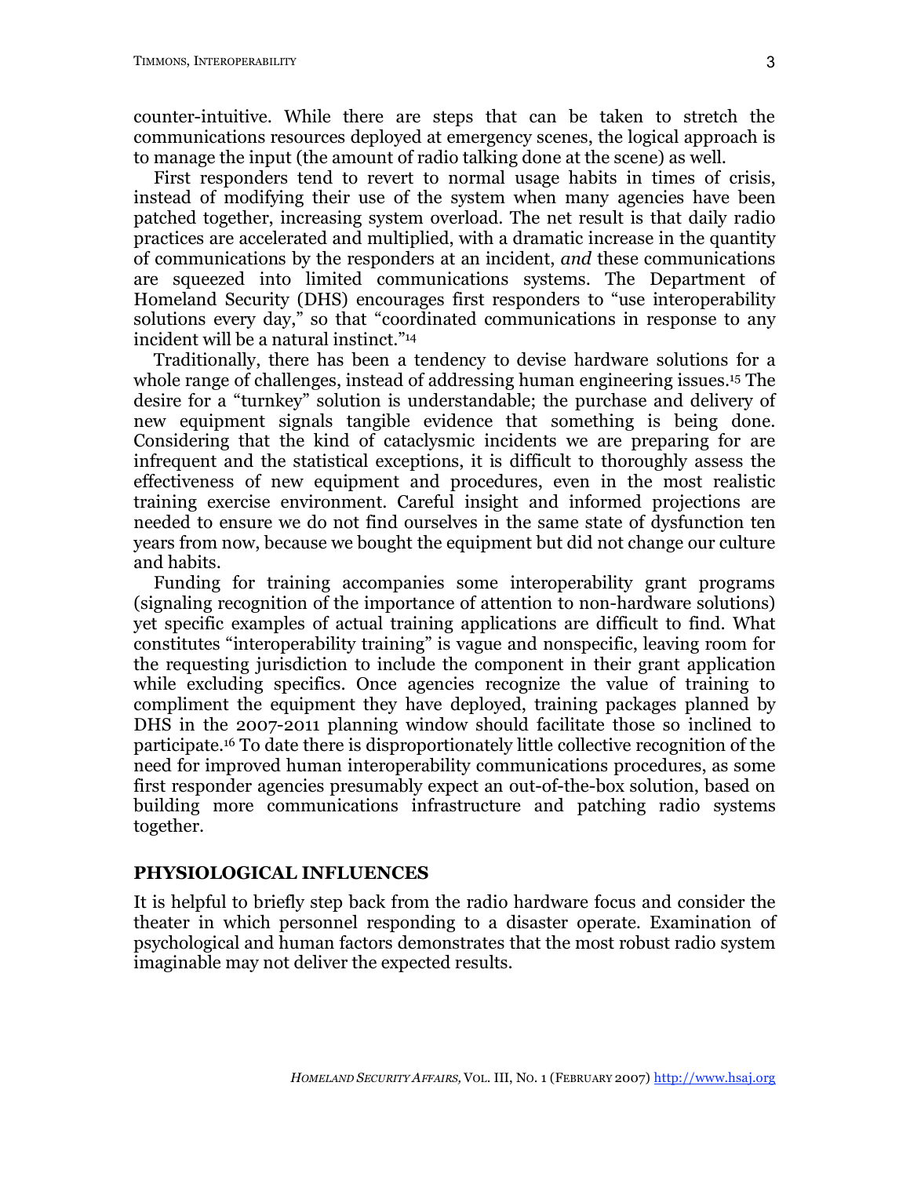counter-intuitive. While there are steps that can be taken to stretch the communications resources deployed at emergency scenes, the logical approach is to manage the input (the amount of radio talking done at the scene) as well.

First responders tend to revert to normal usage habits in times of crisis, instead of modifying their use of the system when many agencies have been patched together, increasing system overload. The net result is that daily radio practices are accelerated and multiplied, with a dramatic increase in the quantity of communications by the responders at an incident, *and* these communications are squeezed into limited communications systems. The Department of Homeland Security (DHS) encourages first responders to "use interoperability solutions every day," so that "coordinated communications in response to any incident will be a natural instinct."[14]

Traditionally, there has been a tendency to devise hardware solutions for a whole range of challenges, instead of addressing human engineering issues.[15] The desire for a "turnkey" solution is understandable; the purchase and delivery of new equipment signals tangible evidence that something is being done. Considering that the kind of cataclysmic incidents we are preparing for are infrequent and the statistical exceptions, it is difficult to thoroughly assess the effectiveness of new equipment and procedures, even in the most realistic training exercise environment. Careful insight and informed projections are needed to ensure we do not find ourselves in the same state of dysfunction ten years from now, because we bought the equipment but did not change our culture and habits.

Funding for training accompanies some interoperability grant programs (signaling recognition of the importance of attention to non-hardware solutions) yet specific examples of actual training applications are difficult to find. What constitutes "interoperability training" is vague and nonspecific, leaving room for the requesting jurisdiction to include the component in their grant application while excluding specifics. Once agencies recognize the value of training to compliment the equipment they have deployed, training packages planned by DHS in the 2007-2011 planning window should facilitate those so inclined to participate.[16] To date there is disproportionately little collective recognition of the need for improved human interoperability communications procedures, as some first responder agencies presumably expect an out-of-the-box solution, based on building more communications infrastructure and patching radio systems together.

## PHYSIOLOGICAL INFLUENCES

It is helpful to briefly step back from the radio hardware focus and consider the theater in which personnel responding to a disaster operate. Examination of psychological and human factors demonstrates that the most robust radio system imaginable may not deliver the expected results.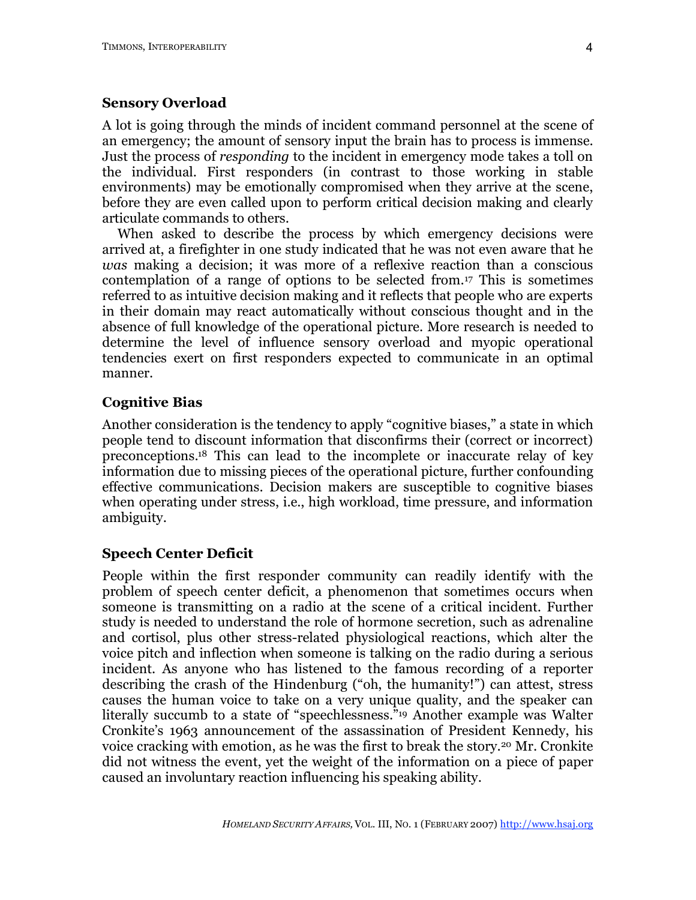## Sensory Overload

A lot is going through the minds of incident command personnel at the scene of an emergency; the amount of sensory input the brain has to process is immense. Just the process of *responding* to the incident in emergency mode takes a toll on the individual. First responders (in contrast to those working in stable environments) may be emotionally compromised when they arrive at the scene, before they are even called upon to perform critical decision making and clearly articulate commands to others.

When asked to describe the process by which emergency decisions were arrived at, a firefighter in one study indicated that he was not even aware that he *was* making a decision; it was more of a reflexive reaction than a conscious contemplation of a range of options to be selected from.[17] This is sometimes referred to as intuitive decision making and it reflects that people who are experts in their domain may react automatically without conscious thought and in the absence of full knowledge of the operational picture. More research is needed to determine the level of influence sensory overload and myopic operational tendencies exert on first responders expected to communicate in an optimal manner.

## Cognitive Bias

Another consideration is the tendency to apply "cognitive biases," a state in which people tend to discount information that disconfirms their (correct or incorrect) preconceptions.[18] This can lead to the incomplete or inaccurate relay of key information due to missing pieces of the operational picture, further confounding effective communications. Decision makers are susceptible to cognitive biases when operating under stress, i.e., high workload, time pressure, and information ambiguity.

## Speech Center Deficit

People within the first responder community can readily identify with the problem of speech center deficit, a phenomenon that sometimes occurs when someone is transmitting on a radio at the scene of a critical incident. Further study is needed to understand the role of hormone secretion, such as adrenaline and cortisol, plus other stress-related physiological reactions, which alter the voice pitch and inflection when someone is talking on the radio during a serious incident. As anyone who has listened to the famous recording of a reporter describing the crash of the Hindenburg ("oh, the humanity!") can attest, stress causes the human voice to take on a very unique quality, and the speaker can literally succumb to a state of "speechlessness."[19] Another example was Walter Cronkite's 1963 announcement of the assassination of President Kennedy, his voice cracking with emotion, as he was the first to break the story.[20] Mr. Cronkite did not witness the event, yet the weight of the information on a piece of paper caused an involuntary reaction influencing his speaking ability.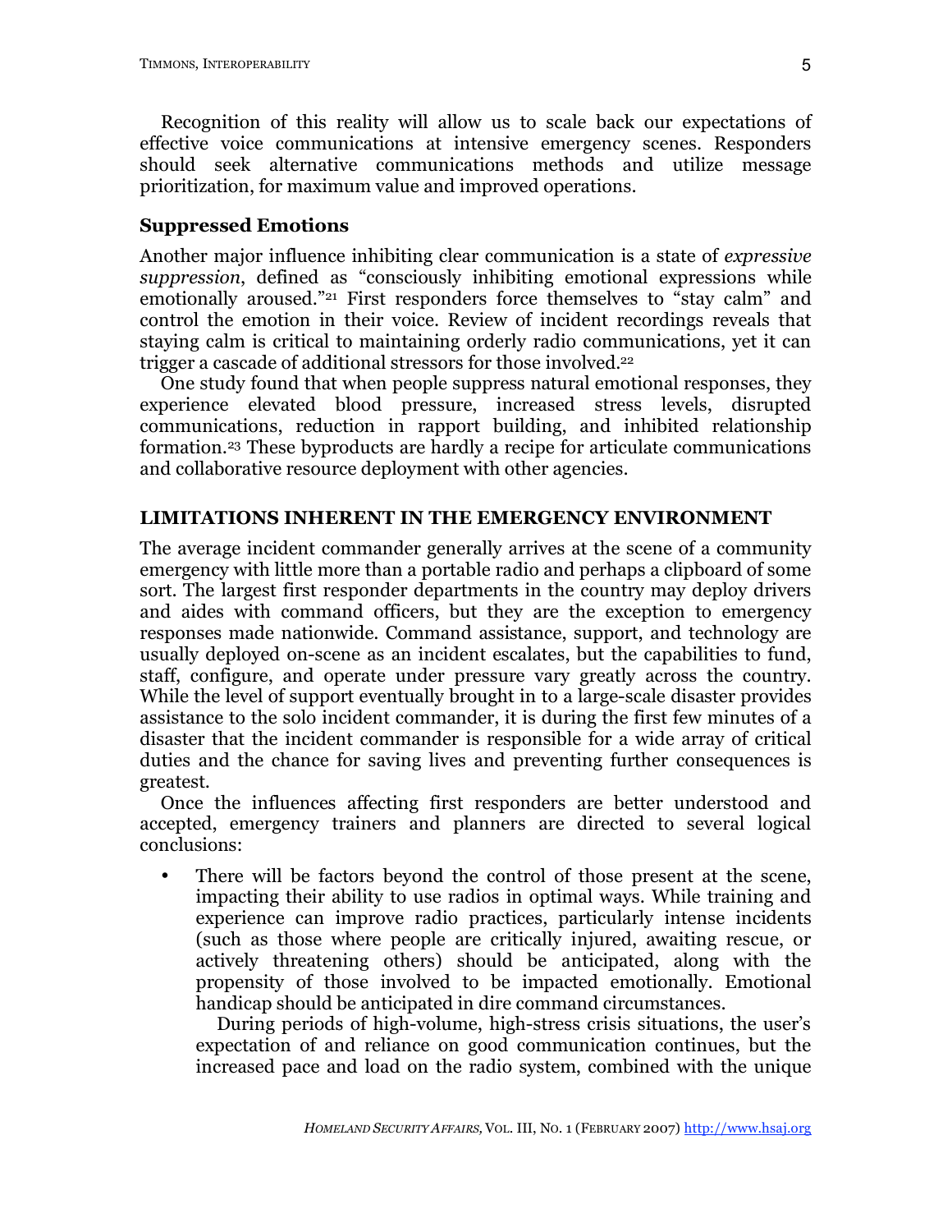Recognition of this reality will allow us to scale back our expectations of effective voice communications at intensive emergency scenes. Responders should seek alternative communications methods and utilize message prioritization, for maximum value and improved operations.

### Suppressed Emotions

Another major influence inhibiting clear communication is a state of *expressive suppression*, defined as "consciously inhibiting emotional expressions while emotionally aroused."[21] First responders force themselves to "stay calm" and control the emotion in their voice. Review of incident recordings reveals that staying calm is critical to maintaining orderly radio communications, yet it can trigger a cascade of additional stressors for those involved.[22]

One study found that when people suppress natural emotional responses, they experience elevated blood pressure, increased stress levels, disrupted communications, reduction in rapport building, and inhibited relationship formation.[23] These byproducts are hardly a recipe for articulate communications and collaborative resource deployment with other agencies.

## LIMITATIONS INHERENT IN THE EMERGENCY ENVIRONMENT

The average incident commander generally arrives at the scene of a community emergency with little more than a portable radio and perhaps a clipboard of some sort. The largest first responder departments in the country may deploy drivers and aides with command officers, but they are the exception to emergency responses made nationwide. Command assistance, support, and technology are usually deployed on-scene as an incident escalates, but the capabilities to fund, staff, configure, and operate under pressure vary greatly across the country. While the level of support eventually brought in to a large-scale disaster provides assistance to the solo incident commander, it is during the first few minutes of a disaster that the incident commander is responsible for a wide array of critical duties and the chance for saving lives and preventing further consequences is greatest.

Once the influences affecting first responders are better understood and accepted, emergency trainers and planners are directed to several logical conclusions:

- There will be factors beyond the control of those present at the scene, impacting their ability to use radios in optimal ways. While training and experience can improve radio practices, particularly intense incidents (such as those where people are critically injured, awaiting rescue, or actively threatening others) should be anticipated, along with the propensity of those involved to be impacted emotionally. Emotional handicap should be anticipated in dire command circumstances.

  During periods of high-volume, high-stress crisis situations, the user's expectation of and reliance on good communication continues, but the increased pace and load on the radio system, combined with the unique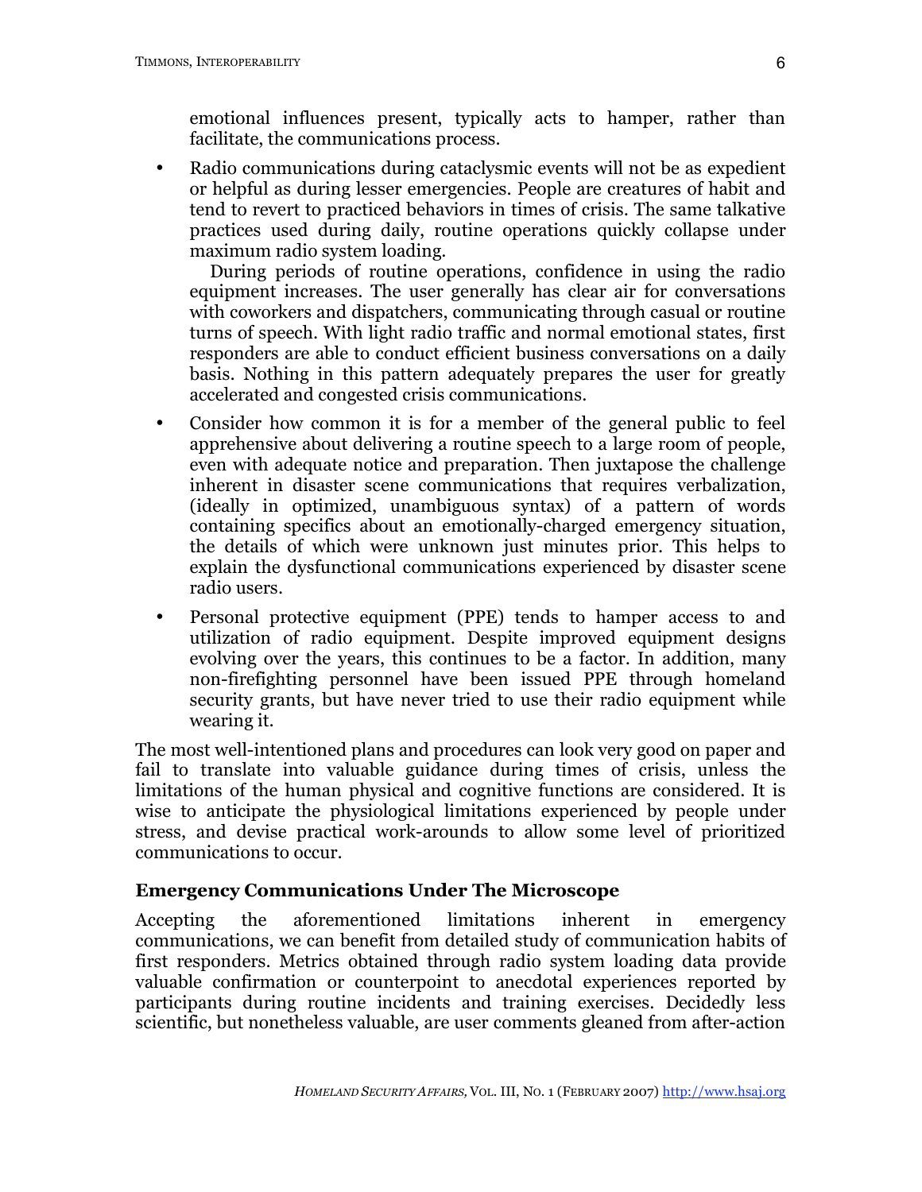emotional influences present, typically acts to hamper, rather than facilitate, the communications process.

- Radio communications during cataclysmic events will not be as expedient or helpful as during lesser emergencies. People are creatures of habit and tend to revert to practiced behaviors in times of crisis. The same talkative practices used during daily, routine operations quickly collapse under maximum radio system loading.

  During periods of routine operations, confidence in using the radio equipment increases. The user generally has clear air for conversations with coworkers and dispatchers, communicating through casual or routine turns of speech. With light radio traffic and normal emotional states, first responders are able to conduct efficient business conversations on a daily basis. Nothing in this pattern adequately prepares the user for greatly accelerated and congested crisis communications.

- Consider how common it is for a member of the general public to feel apprehensive about delivering a routine speech to a large room of people, even with adequate notice and preparation. Then juxtapose the challenge inherent in disaster scene communications that requires verbalization, (ideally in optimized, unambiguous syntax) of a pattern of words containing specifics about an emotionally-charged emergency situation, the details of which were unknown just minutes prior. This helps to explain the dysfunctional communications experienced by disaster scene radio users.

- Personal protective equipment (PPE) tends to hamper access to and utilization of radio equipment. Despite improved equipment designs evolving over the years, this continues to be a factor. In addition, many non-firefighting personnel have been issued PPE through homeland security grants, but have never tried to use their radio equipment while wearing it.

The most well-intentioned plans and procedures can look very good on paper and fail to translate into valuable guidance during times of crisis, unless the limitations of the human physical and cognitive functions are considered. It is wise to anticipate the physiological limitations experienced by people under stress, and devise practical work-arounds to allow some level of prioritized communications to occur.

## Emergency Communications Under The Microscope

Accepting the aforementioned limitations inherent in emergency communications, we can benefit from detailed study of communication habits of first responders. Metrics obtained through radio system loading data provide valuable confirmation or counterpoint to anecdotal experiences reported by participants during routine incidents and training exercises. Decidedly less scientific, but nonetheless valuable, are user comments gleaned from after-action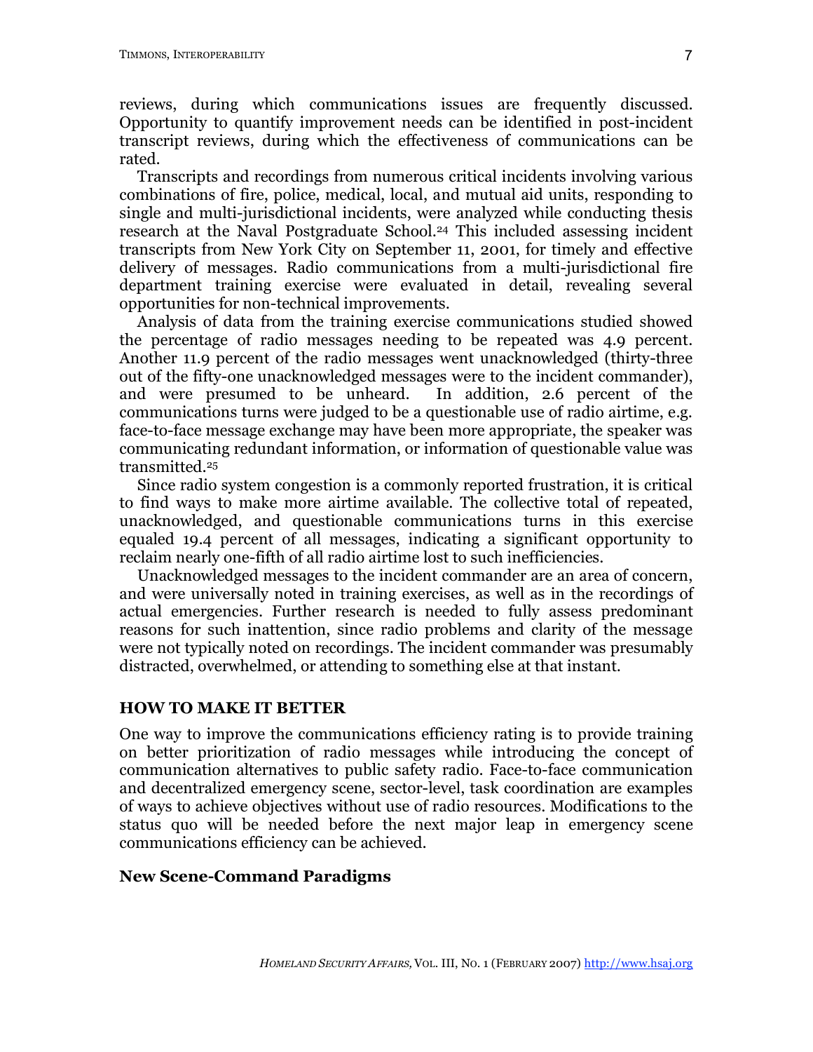reviews, during which communications issues are frequently discussed. Opportunity to quantify improvement needs can be identified in post-incident transcript reviews, during which the effectiveness of communications can be rated.

Transcripts and recordings from numerous critical incidents involving various combinations of fire, police, medical, local, and mutual aid units, responding to single and multi-jurisdictional incidents, were analyzed while conducting thesis research at the Naval Postgraduate School.[24] This included assessing incident transcripts from New York City on September 11, 2001, for timely and effective delivery of messages. Radio communications from a multi-jurisdictional fire department training exercise were evaluated in detail, revealing several opportunities for non-technical improvements.

Analysis of data from the training exercise communications studied showed the percentage of radio messages needing to be repeated was 4.9 percent. Another 11.9 percent of the radio messages went unacknowledged (thirty-three out of the fifty-one unacknowledged messages were to the incident commander), and were presumed to be unheard. In addition, 2.6 percent of the communications turns were judged to be a questionable use of radio airtime, e.g. face-to-face message exchange may have been more appropriate, the speaker was communicating redundant information, or information of questionable value was transmitted.[25]

Since radio system congestion is a commonly reported frustration, it is critical to find ways to make more airtime available. The collective total of repeated, unacknowledged, and questionable communications turns in this exercise equaled 19.4 percent of all messages, indicating a significant opportunity to reclaim nearly one-fifth of all radio airtime lost to such inefficiencies.

Unacknowledged messages to the incident commander are an area of concern, and were universally noted in training exercises, as well as in the recordings of actual emergencies. Further research is needed to fully assess predominant reasons for such inattention, since radio problems and clarity of the message were not typically noted on recordings. The incident commander was presumably distracted, overwhelmed, or attending to something else at that instant.

## HOW TO MAKE IT BETTER

One way to improve the communications efficiency rating is to provide training on better prioritization of radio messages while introducing the concept of communication alternatives to public safety radio. Face-to-face communication and decentralized emergency scene, sector-level, task coordination are examples of ways to achieve objectives without use of radio resources. Modifications to the status quo will be needed before the next major leap in emergency scene communications efficiency can be achieved.

### New Scene-Command Paradigms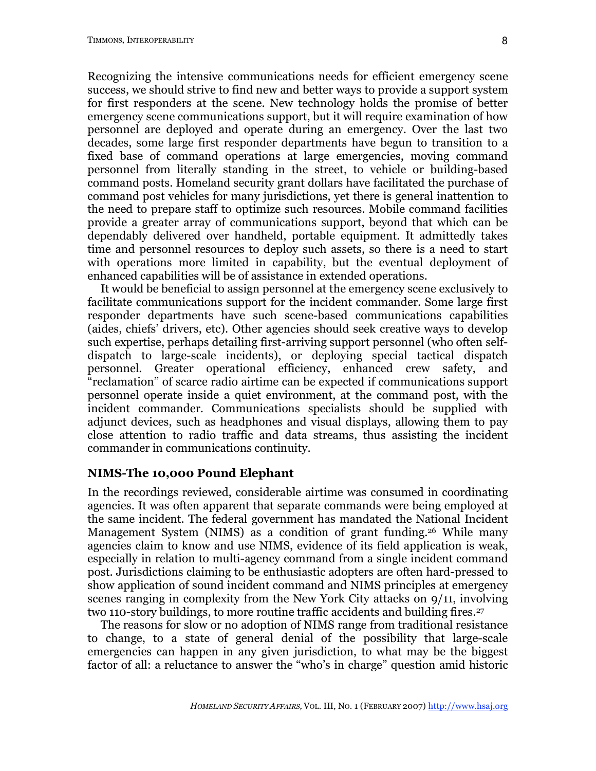Recognizing the intensive communications needs for efficient emergency scene success, we should strive to find new and better ways to provide a support system for first responders at the scene. New technology holds the promise of better emergency scene communications support, but it will require examination of how personnel are deployed and operate during an emergency. Over the last two decades, some large first responder departments have begun to transition to a fixed base of command operations at large emergencies, moving command personnel from literally standing in the street, to vehicle or building-based command posts. Homeland security grant dollars have facilitated the purchase of command post vehicles for many jurisdictions, yet there is general inattention to the need to prepare staff to optimize such resources. Mobile command facilities provide a greater array of communications support, beyond that which can be dependably delivered over handheld, portable equipment. It admittedly takes time and personnel resources to deploy such assets, so there is a need to start with operations more limited in capability, but the eventual deployment of enhanced capabilities will be of assistance in extended operations.

It would be beneficial to assign personnel at the emergency scene exclusively to facilitate communications support for the incident commander. Some large first responder departments have such scene-based communications capabilities (aides, chiefs' drivers, etc). Other agencies should seek creative ways to develop such expertise, perhaps detailing first-arriving support personnel (who often self-dispatch to large-scale incidents), or deploying special tactical dispatch personnel. Greater operational efficiency, enhanced crew safety, and "reclamation" of scarce radio airtime can be expected if communications support personnel operate inside a quiet environment, at the command post, with the incident commander. Communications specialists should be supplied with adjunct devices, such as headphones and visual displays, allowing them to pay close attention to radio traffic and data streams, thus assisting the incident commander in communications continuity.

## NIMS-The 10,000 Pound Elephant

In the recordings reviewed, considerable airtime was consumed in coordinating agencies. It was often apparent that separate commands were being employed at the same incident. The federal government has mandated the National Incident Management System (NIMS) as a condition of grant funding.[26] While many agencies claim to know and use NIMS, evidence of its field application is weak, especially in relation to multi-agency command from a single incident command post. Jurisdictions claiming to be enthusiastic adopters are often hard-pressed to show application of sound incident command and NIMS principles at emergency scenes ranging in complexity from the New York City attacks on 9/11, involving two 110-story buildings, to more routine traffic accidents and building fires.[27]

The reasons for slow or no adoption of NIMS range from traditional resistance to change, to a state of general denial of the possibility that large-scale emergencies can happen in any given jurisdiction, to what may be the biggest factor of all: a reluctance to answer the "who's in charge" question amid historic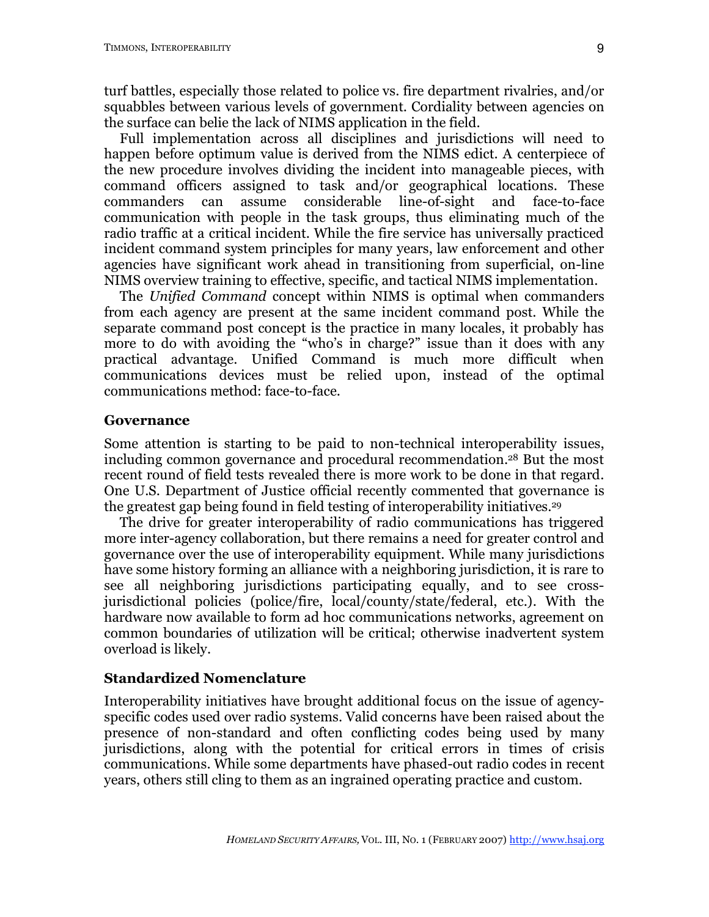turf battles, especially those related to police vs. fire department rivalries, and/or squabbles between various levels of government. Cordiality between agencies on the surface can belie the lack of NIMS application in the field.

Full implementation across all disciplines and jurisdictions will need to happen before optimum value is derived from the NIMS edict. A centerpiece of the new procedure involves dividing the incident into manageable pieces, with command officers assigned to task and/or geographical locations. These commanders can assume considerable line-of-sight and face-to-face communication with people in the task groups, thus eliminating much of the radio traffic at a critical incident. While the fire service has universally practiced incident command system principles for many years, law enforcement and other agencies have significant work ahead in transitioning from superficial, on-line NIMS overview training to effective, specific, and tactical NIMS implementation.

The *Unified Command* concept within NIMS is optimal when commanders from each agency are present at the same incident command post. While the separate command post concept is the practice in many locales, it probably has more to do with avoiding the "who's in charge?" issue than it does with any practical advantage. Unified Command is much more difficult when communications devices must be relied upon, instead of the optimal communications method: face-to-face.

## Governance

Some attention is starting to be paid to non-technical interoperability issues, including common governance and procedural recommendation.[28] But the most recent round of field tests revealed there is more work to be done in that regard. One U.S. Department of Justice official recently commented that governance is the greatest gap being found in field testing of interoperability initiatives.[29]

The drive for greater interoperability of radio communications has triggered more inter-agency collaboration, but there remains a need for greater control and governance over the use of interoperability equipment. While many jurisdictions have some history forming an alliance with a neighboring jurisdiction, it is rare to see all neighboring jurisdictions participating equally, and to see cross-jurisdictional policies (police/fire, local/county/state/federal, etc.). With the hardware now available to form ad hoc communications networks, agreement on common boundaries of utilization will be critical; otherwise inadvertent system overload is likely.

## Standardized Nomenclature

Interoperability initiatives have brought additional focus on the issue of agency-specific codes used over radio systems. Valid concerns have been raised about the presence of non-standard and often conflicting codes being used by many jurisdictions, along with the potential for critical errors in times of crisis communications. While some departments have phased-out radio codes in recent years, others still cling to them as an ingrained operating practice and custom.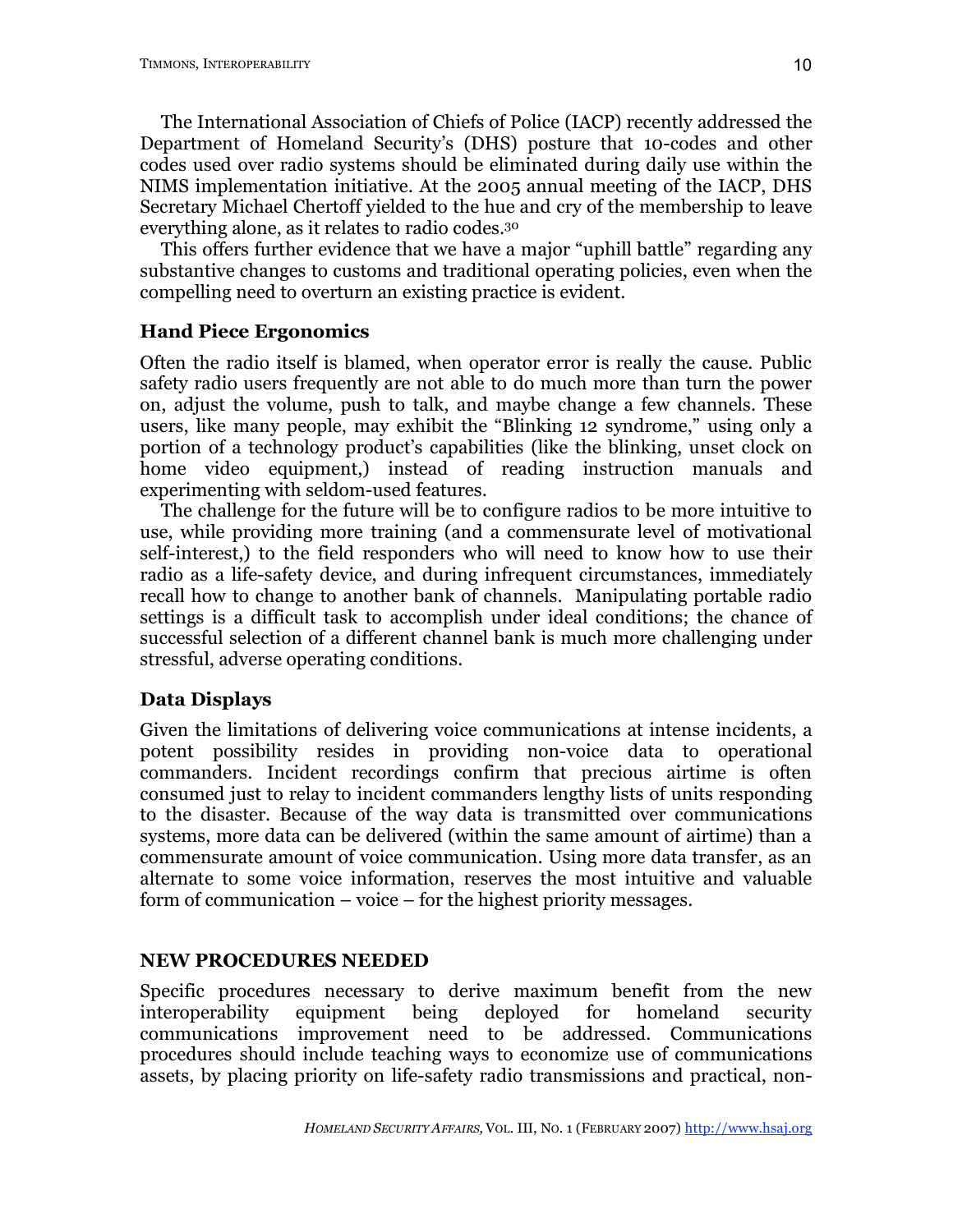The International Association of Chiefs of Police (IACP) recently addressed the Department of Homeland Security's (DHS) posture that 10-codes and other codes used over radio systems should be eliminated during daily use within the NIMS implementation initiative. At the 2005 annual meeting of the IACP, DHS Secretary Michael Chertoff yielded to the hue and cry of the membership to leave everything alone, as it relates to radio codes.[30]

This offers further evidence that we have a major "uphill battle" regarding any substantive changes to customs and traditional operating policies, even when the compelling need to overturn an existing practice is evident.

### Hand Piece Ergonomics

Often the radio itself is blamed, when operator error is really the cause. Public safety radio users frequently are not able to do much more than turn the power on, adjust the volume, push to talk, and maybe change a few channels. These users, like many people, may exhibit the "Blinking 12 syndrome," using only a portion of a technology product's capabilities (like the blinking, unset clock on home video equipment,) instead of reading instruction manuals and experimenting with seldom-used features.

The challenge for the future will be to configure radios to be more intuitive to use, while providing more training (and a commensurate level of motivational self-interest,) to the field responders who will need to know how to use their radio as a life-safety device, and during infrequent circumstances, immediately recall how to change to another bank of channels. Manipulating portable radio settings is a difficult task to accomplish under ideal conditions; the chance of successful selection of a different channel bank is much more challenging under stressful, adverse operating conditions.

### Data Displays

Given the limitations of delivering voice communications at intense incidents, a potent possibility resides in providing non-voice data to operational commanders. Incident recordings confirm that precious airtime is often consumed just to relay to incident commanders lengthy lists of units responding to the disaster. Because of the way data is transmitted over communications systems, more data can be delivered (within the same amount of airtime) than a commensurate amount of voice communication. Using more data transfer, as an alternate to some voice information, reserves the most intuitive and valuable form of communication – voice – for the highest priority messages.

## NEW PROCEDURES NEEDED

Specific procedures necessary to derive maximum benefit from the new interoperability equipment being deployed for homeland security communications improvement need to be addressed. Communications procedures should include teaching ways to economize use of communications assets, by placing priority on life-safety radio transmissions and practical, non-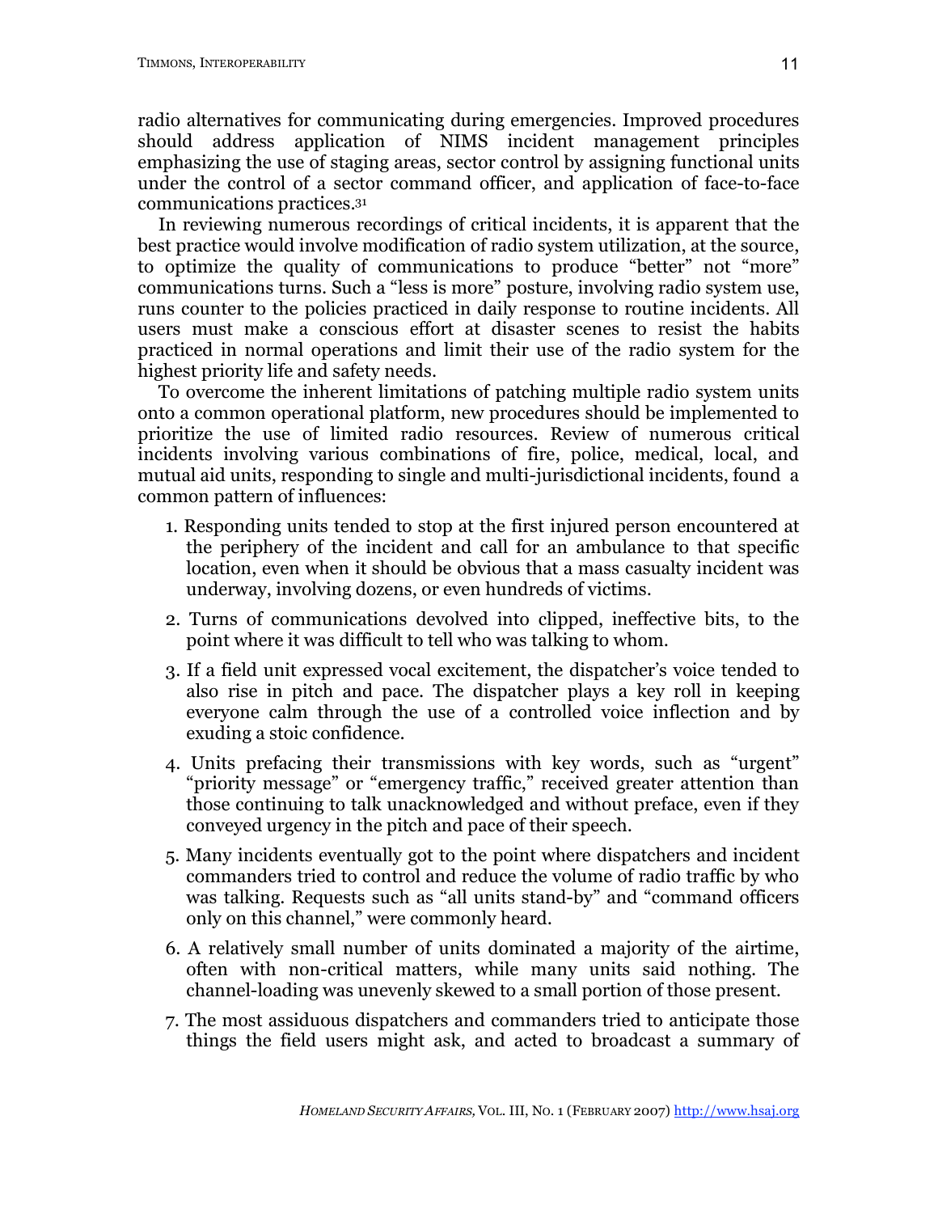radio alternatives for communicating during emergencies. Improved procedures should address application of NIMS incident management principles emphasizing the use of staging areas, sector control by assigning functional units under the control of a sector command officer, and application of face-to-face communications practices.[31]

In reviewing numerous recordings of critical incidents, it is apparent that the best practice would involve modification of radio system utilization, at the source, to optimize the quality of communications to produce "better" not "more" communications turns. Such a "less is more" posture, involving radio system use, runs counter to the policies practiced in daily response to routine incidents. All users must make a conscious effort at disaster scenes to resist the habits practiced in normal operations and limit their use of the radio system for the highest priority life and safety needs.

To overcome the inherent limitations of patching multiple radio system units onto a common operational platform, new procedures should be implemented to prioritize the use of limited radio resources. Review of numerous critical incidents involving various combinations of fire, police, medical, local, and mutual aid units, responding to single and multi-jurisdictional incidents, found a common pattern of influences:

1. Responding units tended to stop at the first injured person encountered at the periphery of the incident and call for an ambulance to that specific location, even when it should be obvious that a mass casualty incident was underway, involving dozens, or even hundreds of victims.
2. Turns of communications devolved into clipped, ineffective bits, to the point where it was difficult to tell who was talking to whom.
3. If a field unit expressed vocal excitement, the dispatcher's voice tended to also rise in pitch and pace. The dispatcher plays a key roll in keeping everyone calm through the use of a controlled voice inflection and by exuding a stoic confidence.
4. Units prefacing their transmissions with key words, such as "urgent" "priority message" or "emergency traffic," received greater attention than those continuing to talk unacknowledged and without preface, even if they conveyed urgency in the pitch and pace of their speech.
5. Many incidents eventually got to the point where dispatchers and incident commanders tried to control and reduce the volume of radio traffic by who was talking. Requests such as "all units stand-by" and "command officers only on this channel," were commonly heard.
6. A relatively small number of units dominated a majority of the airtime, often with non-critical matters, while many units said nothing. The channel-loading was unevenly skewed to a small portion of those present.
7. The most assiduous dispatchers and commanders tried to anticipate those things the field users might ask, and acted to broadcast a summary of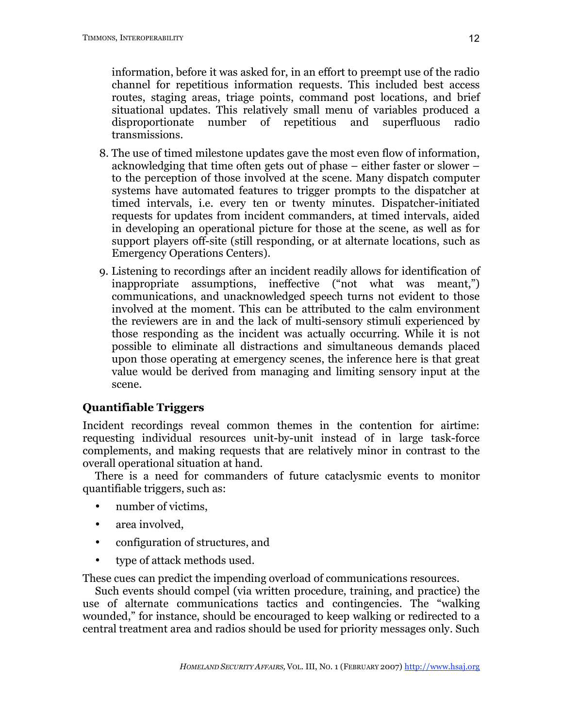information, before it was asked for, in an effort to preempt use of the radio channel for repetitious information requests. This included best access routes, staging areas, triage points, command post locations, and brief situational updates. This relatively small menu of variables produced a disproportionate number of repetitious and superfluous radio transmissions.

8. The use of timed milestone updates gave the most even flow of information, acknowledging that time often gets out of phase – either faster or slower – to the perception of those involved at the scene. Many dispatch computer systems have automated features to trigger prompts to the dispatcher at timed intervals, i.e. every ten or twenty minutes. Dispatcher-initiated requests for updates from incident commanders, at timed intervals, aided in developing an operational picture for those at the scene, as well as for support players off-site (still responding, or at alternate locations, such as Emergency Operations Centers).
9. Listening to recordings after an incident readily allows for identification of inappropriate assumptions, ineffective ("not what was meant,") communications, and unacknowledged speech turns not evident to those involved at the moment. This can be attributed to the calm environment the reviewers are in and the lack of multi-sensory stimuli experienced by those responding as the incident was actually occurring. While it is not possible to eliminate all distractions and simultaneous demands placed upon those operating at emergency scenes, the inference here is that great value would be derived from managing and limiting sensory input at the scene.

## Quantifiable Triggers

Incident recordings reveal common themes in the contention for airtime: requesting individual resources unit-by-unit instead of in large task-force complements, and making requests that are relatively minor in contrast to the overall operational situation at hand.

There is a need for commanders of future cataclysmic events to monitor quantifiable triggers, such as:

- number of victims,
- area involved,
- configuration of structures, and
- type of attack methods used.

These cues can predict the impending overload of communications resources.

Such events should compel (via written procedure, training, and practice) the use of alternate communications tactics and contingencies. The "walking wounded," for instance, should be encouraged to keep walking or redirected to a central treatment area and radios should be used for priority messages only. Such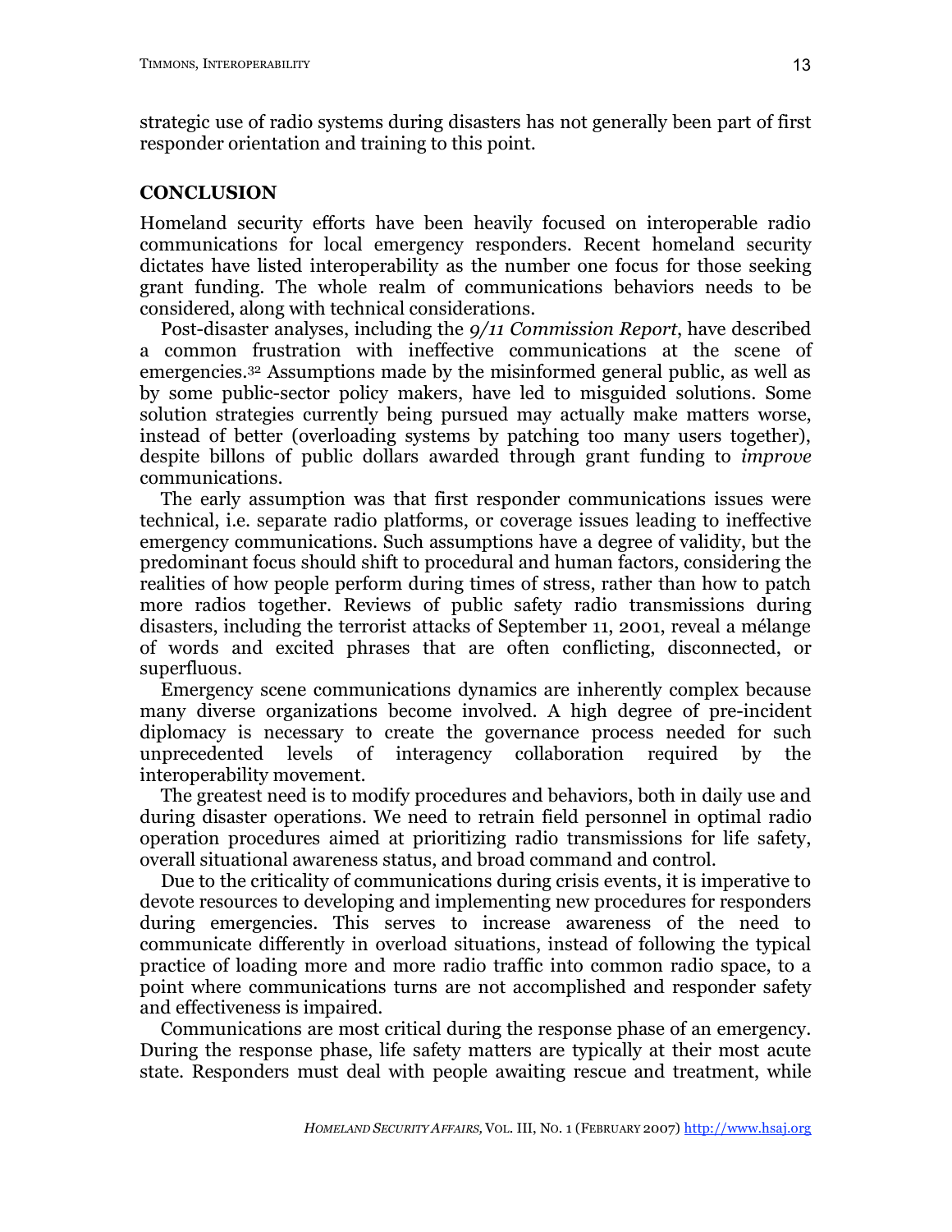strategic use of radio systems during disasters has not generally been part of first responder orientation and training to this point.

## CONCLUSION

Homeland security efforts have been heavily focused on interoperable radio communications for local emergency responders. Recent homeland security dictates have listed interoperability as the number one focus for those seeking grant funding. The whole realm of communications behaviors needs to be considered, along with technical considerations.

Post-disaster analyses, including the *9/11 Commission Report*, have described a common frustration with ineffective communications at the scene of emergencies.[32] Assumptions made by the misinformed general public, as well as by some public-sector policy makers, have led to misguided solutions. Some solution strategies currently being pursued may actually make matters worse, instead of better (overloading systems by patching too many users together), despite billons of public dollars awarded through grant funding to *improve* communications.

The early assumption was that first responder communications issues were technical, i.e. separate radio platforms, or coverage issues leading to ineffective emergency communications. Such assumptions have a degree of validity, but the predominant focus should shift to procedural and human factors, considering the realities of how people perform during times of stress, rather than how to patch more radios together. Reviews of public safety radio transmissions during disasters, including the terrorist attacks of September 11, 2001, reveal a mélange of words and excited phrases that are often conflicting, disconnected, or superfluous.

Emergency scene communications dynamics are inherently complex because many diverse organizations become involved. A high degree of pre-incident diplomacy is necessary to create the governance process needed for such unprecedented levels of interagency collaboration required by the interoperability movement.

The greatest need is to modify procedures and behaviors, both in daily use and during disaster operations. We need to retrain field personnel in optimal radio operation procedures aimed at prioritizing radio transmissions for life safety, overall situational awareness status, and broad command and control.

Due to the criticality of communications during crisis events, it is imperative to devote resources to developing and implementing new procedures for responders during emergencies. This serves to increase awareness of the need to communicate differently in overload situations, instead of following the typical practice of loading more and more radio traffic into common radio space, to a point where communications turns are not accomplished and responder safety and effectiveness is impaired.

Communications are most critical during the response phase of an emergency. During the response phase, life safety matters are typically at their most acute state. Responders must deal with people awaiting rescue and treatment, while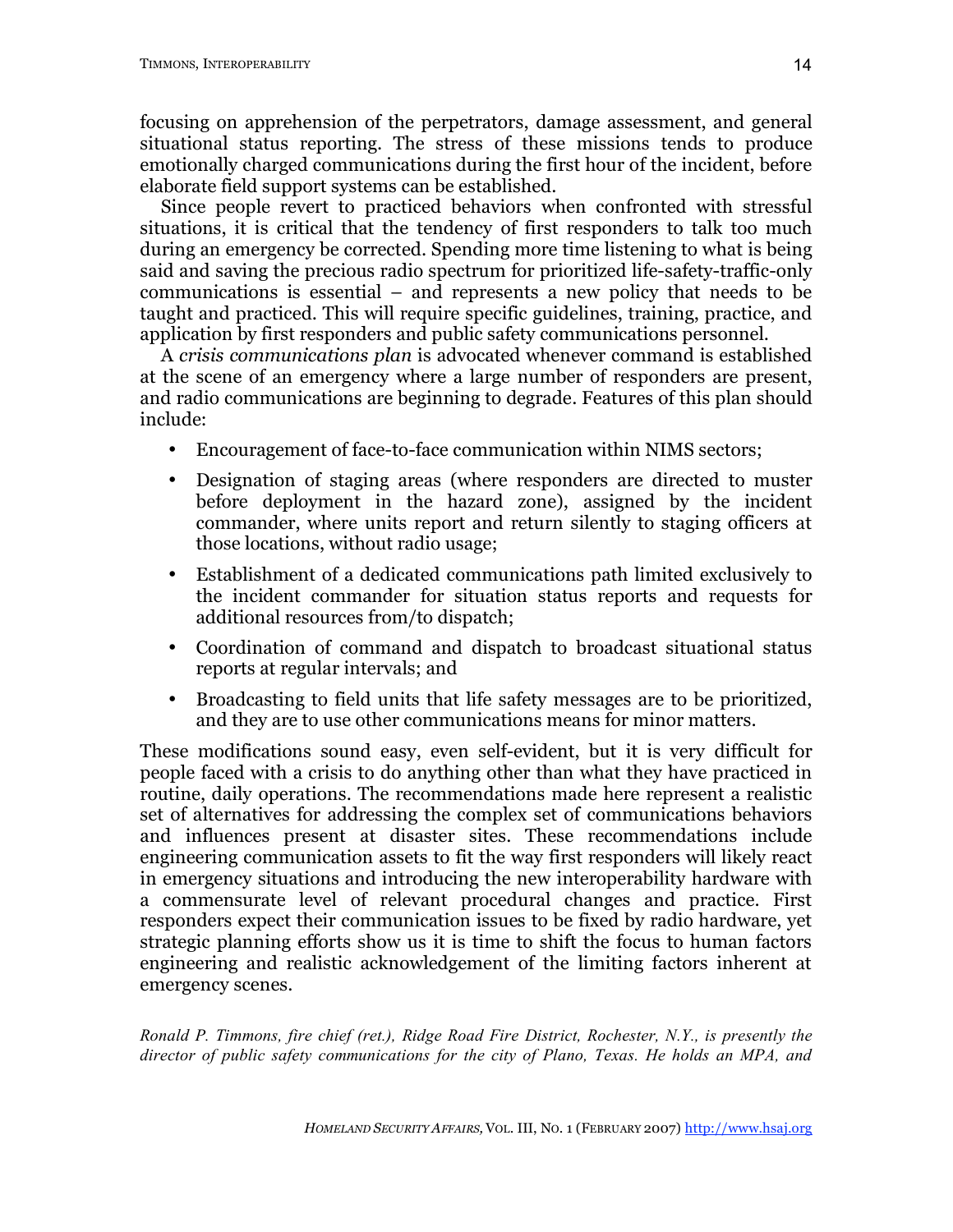focusing on apprehension of the perpetrators, damage assessment, and general situational status reporting. The stress of these missions tends to produce emotionally charged communications during the first hour of the incident, before elaborate field support systems can be established.

Since people revert to practiced behaviors when confronted with stressful situations, it is critical that the tendency of first responders to talk too much during an emergency be corrected. Spending more time listening to what is being said and saving the precious radio spectrum for prioritized life-safety-traffic-only communications is essential – and represents a new policy that needs to be taught and practiced. This will require specific guidelines, training, practice, and application by first responders and public safety communications personnel.

A *crisis communications plan* is advocated whenever command is established at the scene of an emergency where a large number of responders are present, and radio communications are beginning to degrade. Features of this plan should include:

- Encouragement of face-to-face communication within NIMS sectors;
- Designation of staging areas (where responders are directed to muster before deployment in the hazard zone), assigned by the incident commander, where units report and return silently to staging officers at those locations, without radio usage;
- Establishment of a dedicated communications path limited exclusively to the incident commander for situation status reports and requests for additional resources from/to dispatch;
- Coordination of command and dispatch to broadcast situational status reports at regular intervals; and
- Broadcasting to field units that life safety messages are to be prioritized, and they are to use other communications means for minor matters.

These modifications sound easy, even self-evident, but it is very difficult for people faced with a crisis to do anything other than what they have practiced in routine, daily operations. The recommendations made here represent a realistic set of alternatives for addressing the complex set of communications behaviors and influences present at disaster sites. These recommendations include engineering communication assets to fit the way first responders will likely react in emergency situations and introducing the new interoperability hardware with a commensurate level of relevant procedural changes and practice. First responders expect their communication issues to be fixed by radio hardware, yet strategic planning efforts show us it is time to shift the focus to human factors engineering and realistic acknowledgement of the limiting factors inherent at emergency scenes.

*Ronald P. Timmons, fire chief (ret.), Ridge Road Fire District, Rochester, N.Y., is presently the director of public safety communications for the city of Plano, Texas. He holds an MPA, and*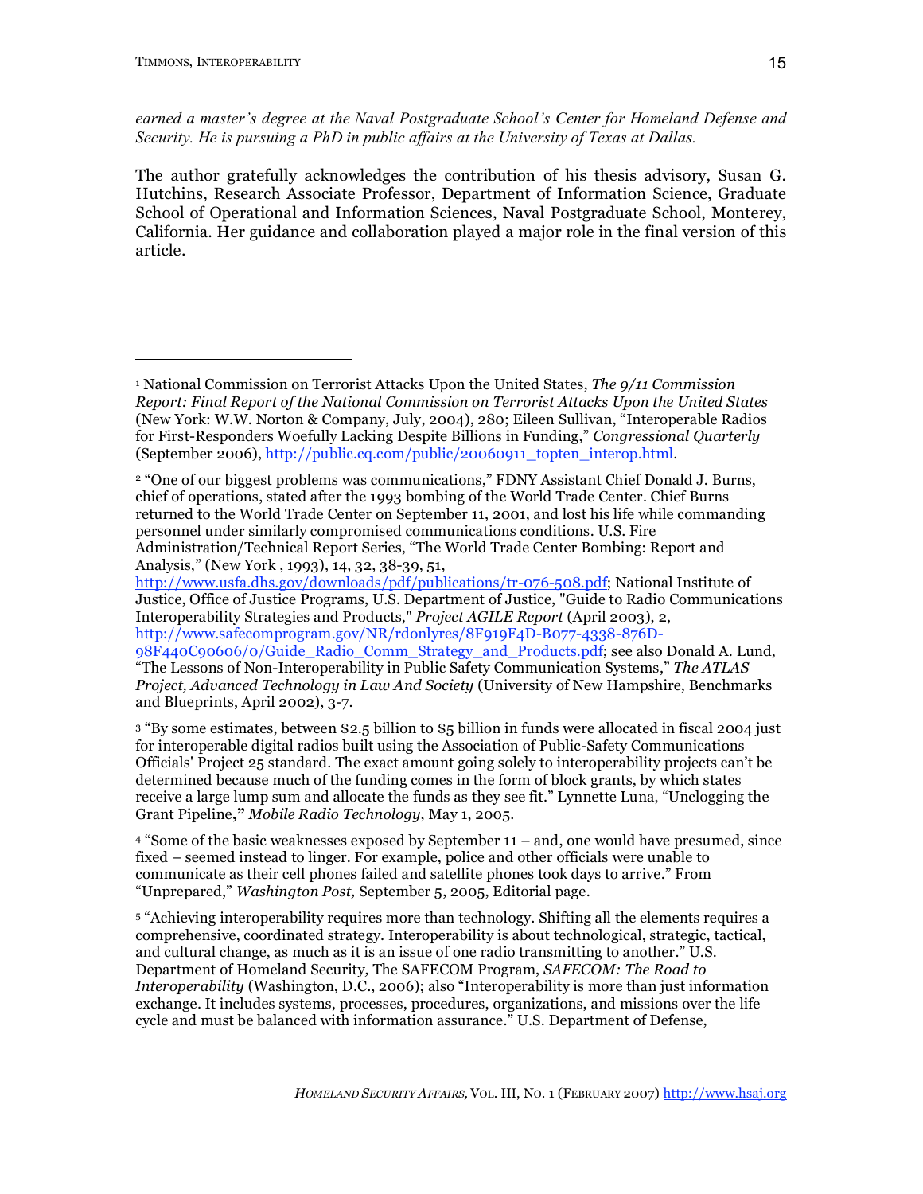*earned a master's degree at the Naval Postgraduate School's Center for Homeland Defense and Security. He is pursuing a PhD in public affairs at the University of Texas at Dallas.*

The author gratefully acknowledges the contribution of his thesis advisory, Susan G. Hutchins, Research Associate Professor, Department of Information Science, Graduate School of Operational and Information Sciences, Naval Postgraduate School, Monterey, California. Her guidance and collaboration played a major role in the final version of this article.

---

[1] National Commission on Terrorist Attacks Upon the United States, *The 9/11 Commission Report: Final Report of the National Commission on Terrorist Attacks Upon the United States* (New York: W.W. Norton & Company, July, 2004), 280; Eileen Sullivan, "Interoperable Radios for First-Responders Woefully Lacking Despite Billions in Funding," *Congressional Quarterly* (September 2006), http://public.cq.com/public/20060911_topten_interop.html.

[2] "One of our biggest problems was communications," FDNY Assistant Chief Donald J. Burns, chief of operations, stated after the 1993 bombing of the World Trade Center. Chief Burns returned to the World Trade Center on September 11, 2001, and lost his life while commanding personnel under similarly compromised communications conditions. U.S. Fire Administration/Technical Report Series, "The World Trade Center Bombing: Report and Analysis," (New York , 1993), 14, 32, 38-39, 51, http://www.usfa.dhs.gov/downloads/pdf/publications/tr-076-508.pdf; National Institute of Justice, Office of Justice Programs, U.S. Department of Justice, "Guide to Radio Communications Interoperability Strategies and Products," *Project AGILE Report* (April 2003), 2, http://www.safecomprogram.gov/NR/rdonlyres/8F919F4D-B077-4338-876D-98F440C90606/0/Guide_Radio_Comm_Strategy_and_Products.pdf; see also Donald A. Lund, "The Lessons of Non-Interoperability in Public Safety Communication Systems," *The ATLAS Project, Advanced Technology in Law And Society* (University of New Hampshire, Benchmarks and Blueprints, April 2002), 3-7.

[3] "By some estimates, between $2.5 billion to $5 billion in funds were allocated in fiscal 2004 just for interoperable digital radios built using the Association of Public-Safety Communications Officials' Project 25 standard. The exact amount going solely to interoperability projects can't be determined because much of the funding comes in the form of block grants, by which states receive a large lump sum and allocate the funds as they see fit." Lynnette Luna, "Unclogging the Grant Pipeline**,"** *Mobile Radio Technology*, May 1, 2005.

[4] "Some of the basic weaknesses exposed by September 11 – and, one would have presumed, since fixed – seemed instead to linger. For example, police and other officials were unable to communicate as their cell phones failed and satellite phones took days to arrive." From "Unprepared," *Washington Post,* September 5, 2005, Editorial page.

[5] "Achieving interoperability requires more than technology. Shifting all the elements requires a comprehensive, coordinated strategy. Interoperability is about technological, strategic, tactical, and cultural change, as much as it is an issue of one radio transmitting to another." U.S. Department of Homeland Security, The SAFECOM Program, *SAFECOM: The Road to Interoperability* (Washington, D.C., 2006); also "Interoperability is more than just information exchange. It includes systems, processes, procedures, organizations, and missions over the life cycle and must be balanced with information assurance." U.S. Department of Defense,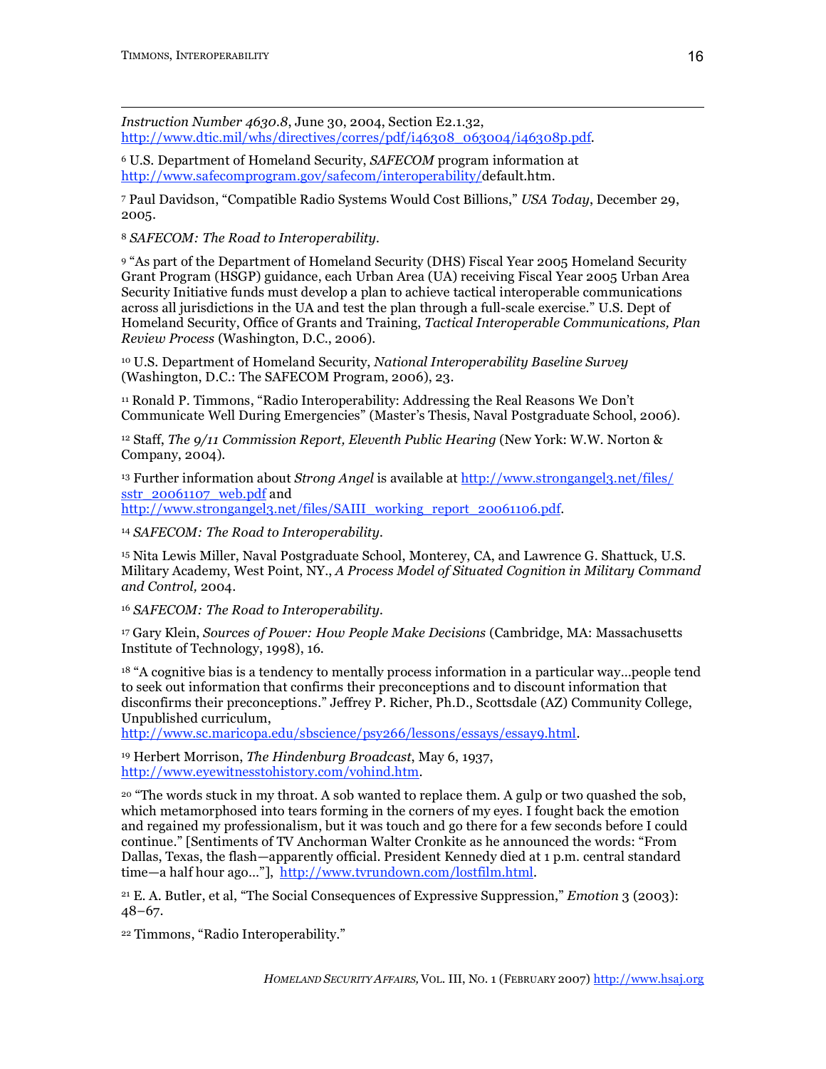*Instruction Number 4630.8*, June 30, 2004, Section E2.1.32, http://www.dtic.mil/whs/directives/corres/pdf/i46308_063004/i46308p.pdf.

[6] U.S. Department of Homeland Security, *SAFECOM* program information at http://www.safecomprogram.gov/safecom/interoperability/default.htm.

[7] Paul Davidson, "Compatible Radio Systems Would Cost Billions," *USA Today*, December 29, 2005.

[8] *SAFECOM: The Road to Interoperability*.

[9] "As part of the Department of Homeland Security (DHS) Fiscal Year 2005 Homeland Security Grant Program (HSGP) guidance, each Urban Area (UA) receiving Fiscal Year 2005 Urban Area Security Initiative funds must develop a plan to achieve tactical interoperable communications across all jurisdictions in the UA and test the plan through a full-scale exercise." U.S. Dept of Homeland Security, Office of Grants and Training, *Tactical Interoperable Communications, Plan Review Process* (Washington, D.C., 2006).

[10] U.S. Department of Homeland Security, *National Interoperability Baseline Survey* (Washington, D.C.: The SAFECOM Program, 2006), 23.

[11] Ronald P. Timmons, "Radio Interoperability: Addressing the Real Reasons We Don't Communicate Well During Emergencies" (Master's Thesis, Naval Postgraduate School, 2006).

[12] Staff, *The 9/11 Commission Report, Eleventh Public Hearing* (New York: W.W. Norton & Company, 2004).

[13] Further information about *Strong Angel* is available at http://www.strongangel3.net/files/sstr_20061107_web.pdf and http://www.strongangel3.net/files/SAIII_working_report_20061106.pdf.

[14] *SAFECOM: The Road to Interoperability*.

[15] Nita Lewis Miller, Naval Postgraduate School, Monterey, CA, and Lawrence G. Shattuck, U.S. Military Academy, West Point, NY., *A Process Model of Situated Cognition in Military Command and Control,* 2004.

[16] *SAFECOM: The Road to Interoperability*.

[17] Gary Klein, *Sources of Power: How People Make Decisions* (Cambridge, MA: Massachusetts Institute of Technology, 1998), 16.

[18] "A cognitive bias is a tendency to mentally process information in a particular way…people tend to seek out information that confirms their preconceptions and to discount information that disconfirms their preconceptions." Jeffrey P. Richer, Ph.D., Scottsdale (AZ) Community College, Unpublished curriculum, http://www.sc.maricopa.edu/sbscience/psy266/lessons/essays/essay9.html.

[19] Herbert Morrison, *The Hindenburg Broadcast*, May 6, 1937, http://www.eyewitnesstohistory.com/vohind.htm.

[20] "The words stuck in my throat. A sob wanted to replace them. A gulp or two quashed the sob, which metamorphosed into tears forming in the corners of my eyes. I fought back the emotion and regained my professionalism, but it was touch and go there for a few seconds before I could continue." [Sentiments of TV Anchorman Walter Cronkite as he announced the words: "From Dallas, Texas, the flash—apparently official. President Kennedy died at 1 p.m. central standard time—a half hour ago…"], http://www.tvrundown.com/lostfilm.html.

[21] E. A. Butler, et al, "The Social Consequences of Expressive Suppression," *Emotion* 3 (2003): 48–67.

[22] Timmons, "Radio Interoperability."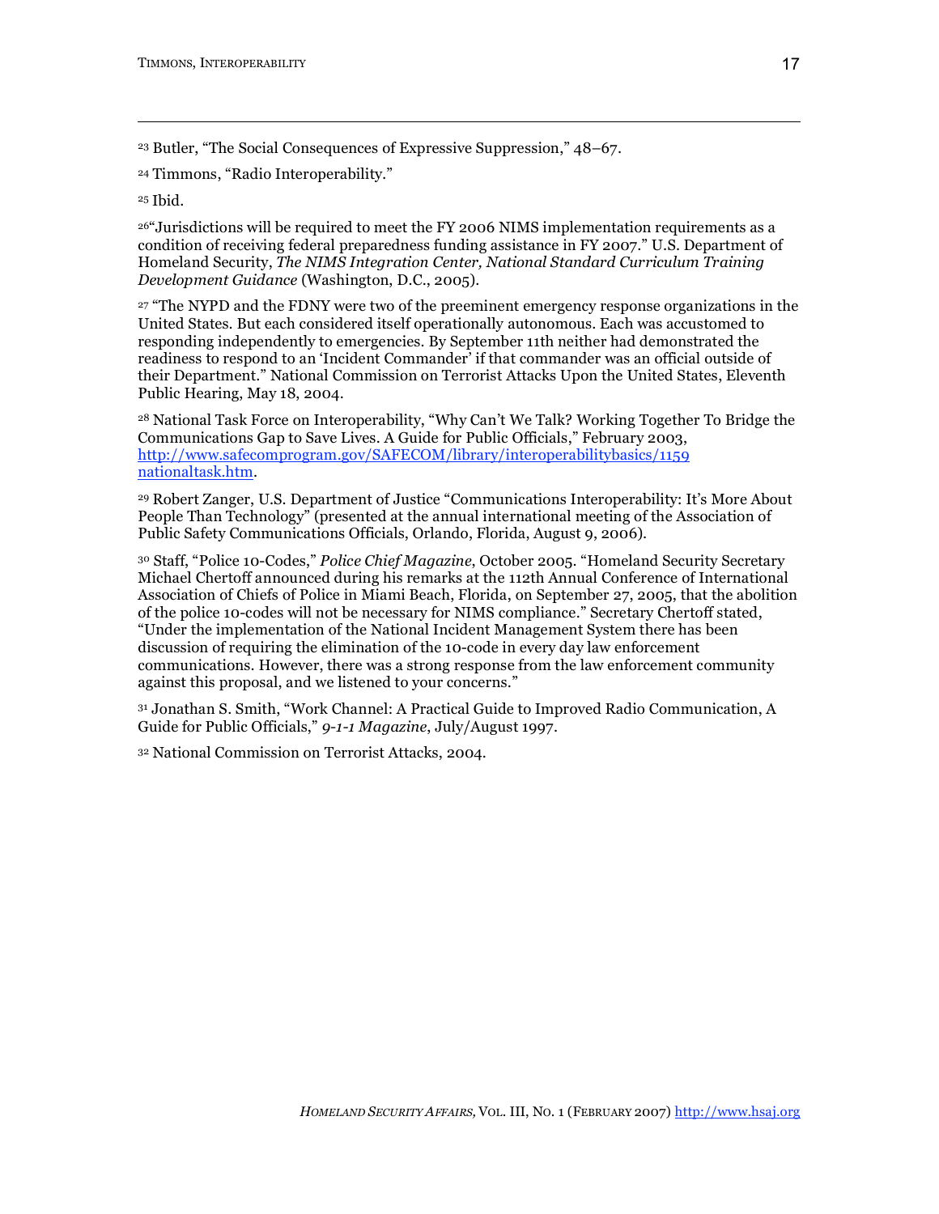[23] Butler, "The Social Consequences of Expressive Suppression," 48–67.

[24] Timmons, "Radio Interoperability."

[25] Ibid.

[26]"Jurisdictions will be required to meet the FY 2006 NIMS implementation requirements as a condition of receiving federal preparedness funding assistance in FY 2007." U.S. Department of Homeland Security, *The NIMS Integration Center, National Standard Curriculum Training Development Guidance* (Washington, D.C., 2005).

[27] "The NYPD and the FDNY were two of the preeminent emergency response organizations in the United States. But each considered itself operationally autonomous. Each was accustomed to responding independently to emergencies. By September 11th neither had demonstrated the readiness to respond to an 'Incident Commander' if that commander was an official outside of their Department." National Commission on Terrorist Attacks Upon the United States, Eleventh Public Hearing, May 18, 2004.

[28] National Task Force on Interoperability, "Why Can't We Talk? Working Together To Bridge the Communications Gap to Save Lives. A Guide for Public Officials," February 2003, http://www.safecomprogram.gov/SAFECOM/library/interoperabilitybasics/1159nationaltask.htm.

[29] Robert Zanger, U.S. Department of Justice "Communications Interoperability: It's More About People Than Technology" (presented at the annual international meeting of the Association of Public Safety Communications Officials, Orlando, Florida, August 9, 2006).

[30] Staff, "Police 10-Codes," *Police Chief Magazine*, October 2005. "Homeland Security Secretary Michael Chertoff announced during his remarks at the 112th Annual Conference of International Association of Chiefs of Police in Miami Beach, Florida, on September 27, 2005, that the abolition of the police 10-codes will not be necessary for NIMS compliance." Secretary Chertoff stated, "Under the implementation of the National Incident Management System there has been discussion of requiring the elimination of the 10-code in every day law enforcement communications. However, there was a strong response from the law enforcement community against this proposal, and we listened to your concerns."

[31] Jonathan S. Smith, "Work Channel: A Practical Guide to Improved Radio Communication, A Guide for Public Officials," *9-1-1 Magazine*, July/August 1997.

[32] National Commission on Terrorist Attacks, 2004.